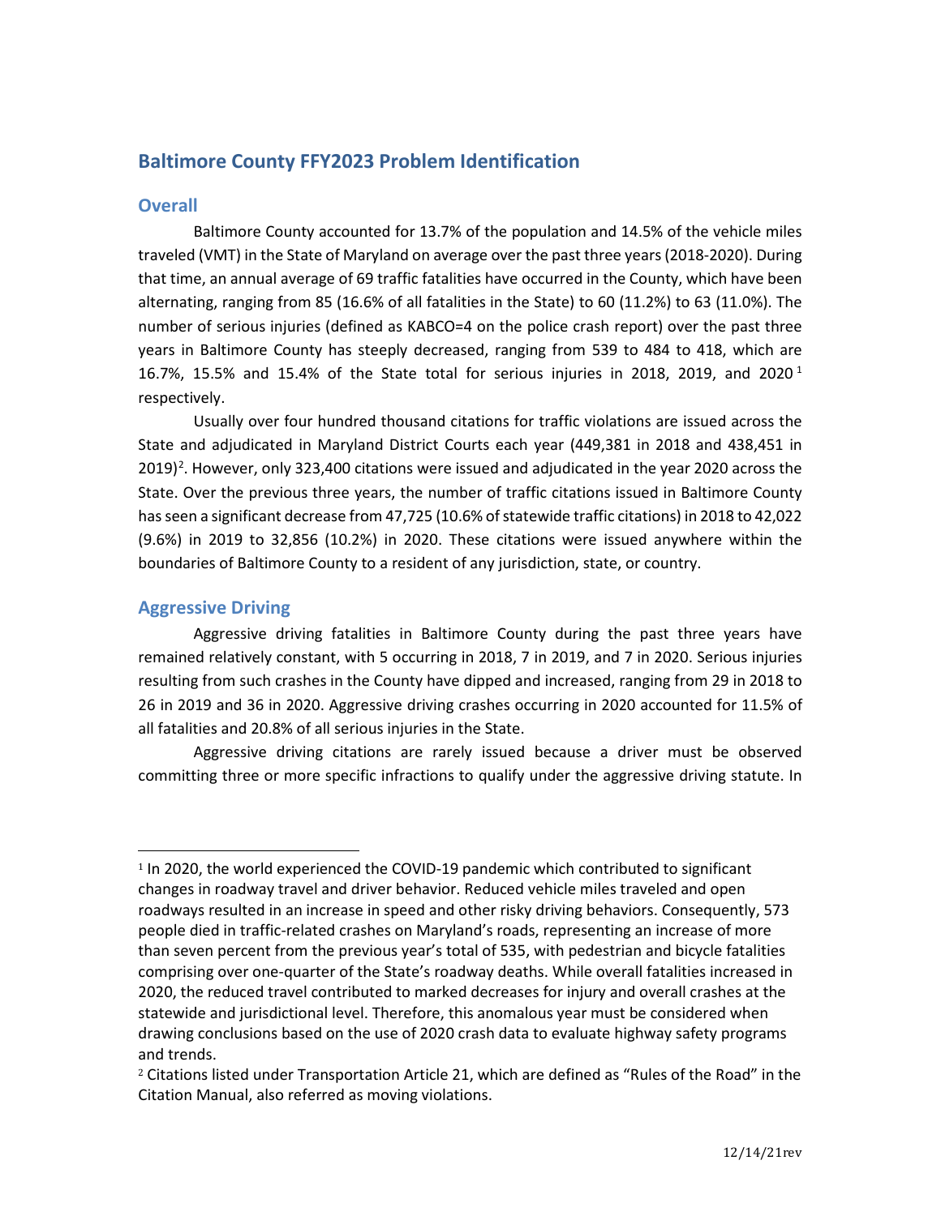# Baltimore County FFY2023 Problem Identification

## Overall

Baltimore County accounted for 13.7% of the population and 14.5% of the vehicle miles traveled (VMT) in the State of Maryland on average over the past three years (2018-2020). During that time, an annual average of 69 traffic fatalities have occurred in the County, which have been alternating, ranging from 85 (16.6% of all fatalities in the State) to 60 (11.2%) to 63 (11.0%). The number of serious injuries (defined as KABCO=4 on the police crash report) over the past three years in Baltimore County has steeply decreased, ranging from 539 to 484 to 418, which are 16.7%, 15.5% and 15.4% of the State total for serious injuries in 2018, 2019, and 2020[1] respectively.

Usually over four hundred thousand citations for traffic violations are issued across the State and adjudicated in Maryland District Courts each year (449,381 in 2018 and 438,451 in 2019)[2]. However, only 323,400 citations were issued and adjudicated in the year 2020 across the State. Over the previous three years, the number of traffic citations issued in Baltimore County has seen a significant decrease from 47,725 (10.6% of statewide traffic citations) in 2018 to 42,022 (9.6%) in 2019 to 32,856 (10.2%) in 2020. These citations were issued anywhere within the boundaries of Baltimore County to a resident of any jurisdiction, state, or country.

## Aggressive Driving

Aggressive driving fatalities in Baltimore County during the past three years have remained relatively constant, with 5 occurring in 2018, 7 in 2019, and 7 in 2020. Serious injuries resulting from such crashes in the County have dipped and increased, ranging from 29 in 2018 to 26 in 2019 and 36 in 2020. Aggressive driving crashes occurring in 2020 accounted for 11.5% of all fatalities and 20.8% of all serious injuries in the State.

Aggressive driving citations are rarely issued because a driver must be observed committing three or more specific infractions to qualify under the aggressive driving statute. In

---

[1] In 2020, the world experienced the COVID-19 pandemic which contributed to significant changes in roadway travel and driver behavior. Reduced vehicle miles traveled and open roadways resulted in an increase in speed and other risky driving behaviors. Consequently, 573 people died in traffic-related crashes on Maryland's roads, representing an increase of more than seven percent from the previous year's total of 535, with pedestrian and bicycle fatalities comprising over one-quarter of the State's roadway deaths. While overall fatalities increased in 2020, the reduced travel contributed to marked decreases for injury and overall crashes at the statewide and jurisdictional level. Therefore, this anomalous year must be considered when drawing conclusions based on the use of 2020 crash data to evaluate highway safety programs and trends.

[2] Citations listed under Transportation Article 21, which are defined as "Rules of the Road" in the Citation Manual, also referred as moving violations.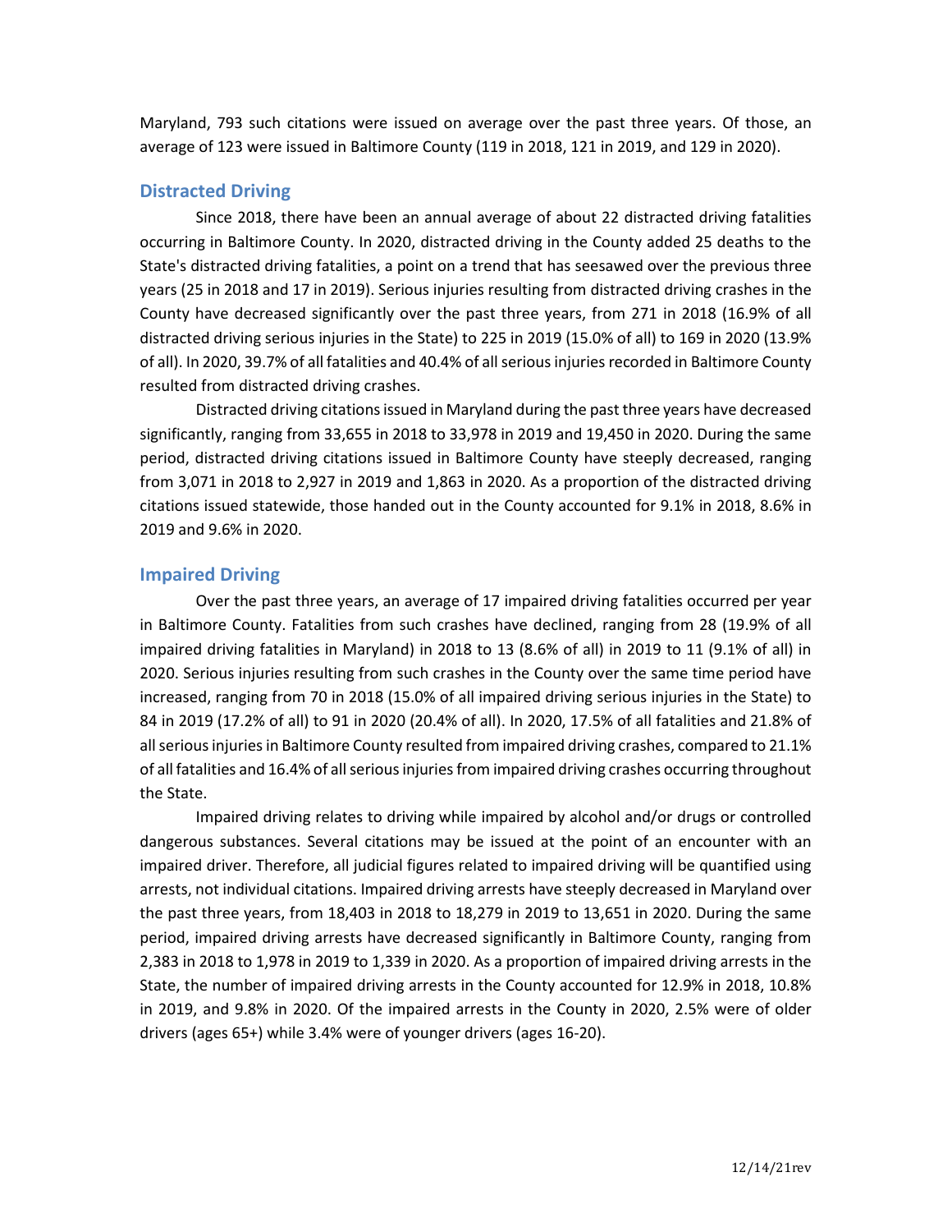Maryland, 793 such citations were issued on average over the past three years. Of those, an average of 123 were issued in Baltimore County (119 in 2018, 121 in 2019, and 129 in 2020).

## Distracted Driving

Since 2018, there have been an annual average of about 22 distracted driving fatalities occurring in Baltimore County. In 2020, distracted driving in the County added 25 deaths to the State's distracted driving fatalities, a point on a trend that has seesawed over the previous three years (25 in 2018 and 17 in 2019). Serious injuries resulting from distracted driving crashes in the County have decreased significantly over the past three years, from 271 in 2018 (16.9% of all distracted driving serious injuries in the State) to 225 in 2019 (15.0% of all) to 169 in 2020 (13.9% of all). In 2020, 39.7% of all fatalities and 40.4% of all serious injuries recorded in Baltimore County resulted from distracted driving crashes.

Distracted driving citations issued in Maryland during the past three years have decreased significantly, ranging from 33,655 in 2018 to 33,978 in 2019 and 19,450 in 2020. During the same period, distracted driving citations issued in Baltimore County have steeply decreased, ranging from 3,071 in 2018 to 2,927 in 2019 and 1,863 in 2020. As a proportion of the distracted driving citations issued statewide, those handed out in the County accounted for 9.1% in 2018, 8.6% in 2019 and 9.6% in 2020.

## Impaired Driving

Over the past three years, an average of 17 impaired driving fatalities occurred per year in Baltimore County. Fatalities from such crashes have declined, ranging from 28 (19.9% of all impaired driving fatalities in Maryland) in 2018 to 13 (8.6% of all) in 2019 to 11 (9.1% of all) in 2020. Serious injuries resulting from such crashes in the County over the same time period have increased, ranging from 70 in 2018 (15.0% of all impaired driving serious injuries in the State) to 84 in 2019 (17.2% of all) to 91 in 2020 (20.4% of all). In 2020, 17.5% of all fatalities and 21.8% of all serious injuries in Baltimore County resulted from impaired driving crashes, compared to 21.1% of all fatalities and 16.4% of all serious injuries from impaired driving crashes occurring throughout the State.

Impaired driving relates to driving while impaired by alcohol and/or drugs or controlled dangerous substances. Several citations may be issued at the point of an encounter with an impaired driver. Therefore, all judicial figures related to impaired driving will be quantified using arrests, not individual citations. Impaired driving arrests have steeply decreased in Maryland over the past three years, from 18,403 in 2018 to 18,279 in 2019 to 13,651 in 2020. During the same period, impaired driving arrests have decreased significantly in Baltimore County, ranging from 2,383 in 2018 to 1,978 in 2019 to 1,339 in 2020. As a proportion of impaired driving arrests in the State, the number of impaired driving arrests in the County accounted for 12.9% in 2018, 10.8% in 2019, and 9.8% in 2020. Of the impaired arrests in the County in 2020, 2.5% were of older drivers (ages 65+) while 3.4% were of younger drivers (ages 16-20).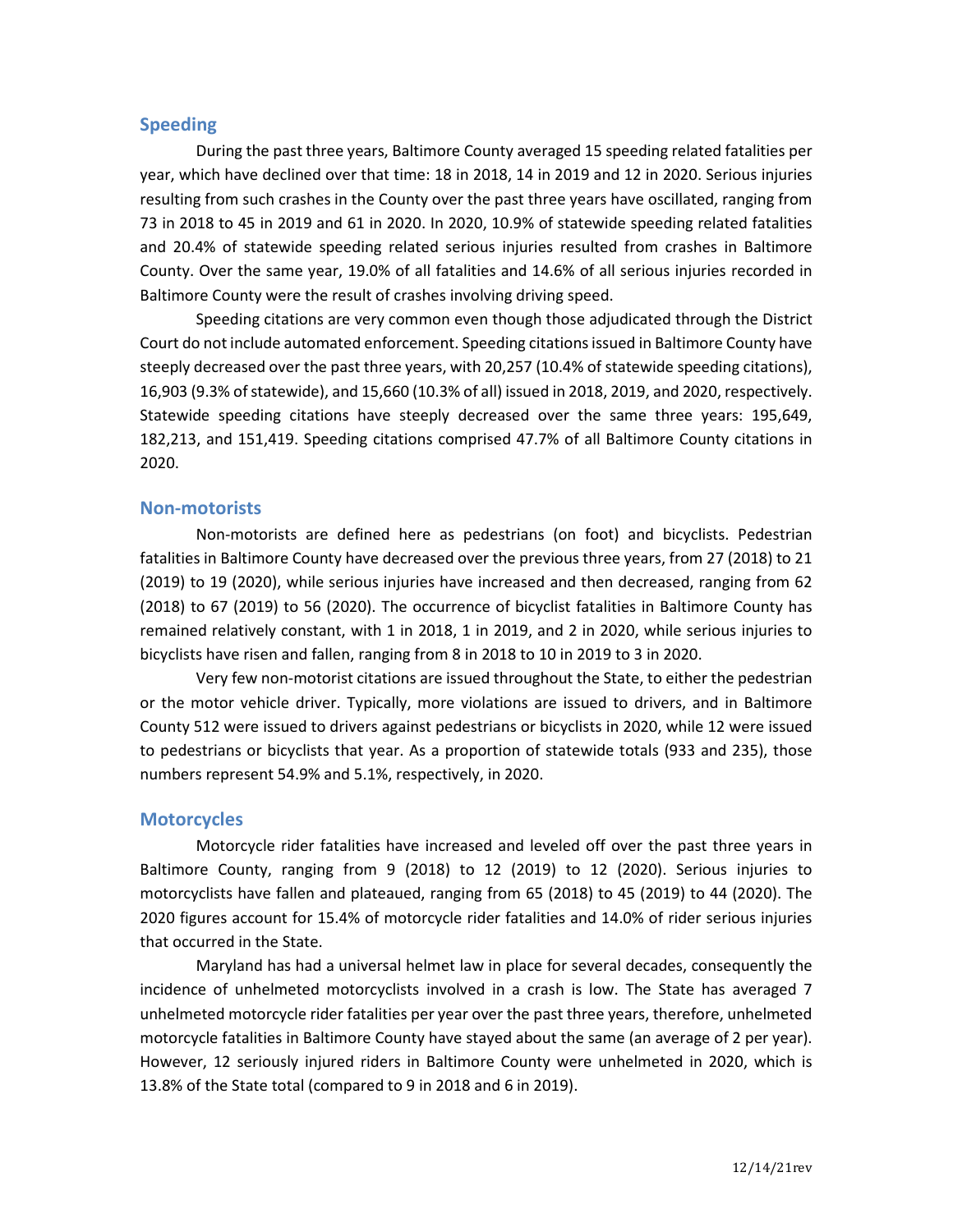## Speeding

During the past three years, Baltimore County averaged 15 speeding related fatalities per year, which have declined over that time: 18 in 2018, 14 in 2019 and 12 in 2020. Serious injuries resulting from such crashes in the County over the past three years have oscillated, ranging from 73 in 2018 to 45 in 2019 and 61 in 2020. In 2020, 10.9% of statewide speeding related fatalities and 20.4% of statewide speeding related serious injuries resulted from crashes in Baltimore County. Over the same year, 19.0% of all fatalities and 14.6% of all serious injuries recorded in Baltimore County were the result of crashes involving driving speed.

Speeding citations are very common even though those adjudicated through the District Court do not include automated enforcement. Speeding citations issued in Baltimore County have steeply decreased over the past three years, with 20,257 (10.4% of statewide speeding citations), 16,903 (9.3% of statewide), and 15,660 (10.3% of all) issued in 2018, 2019, and 2020, respectively. Statewide speeding citations have steeply decreased over the same three years: 195,649, 182,213, and 151,419. Speeding citations comprised 47.7% of all Baltimore County citations in 2020.

## Non-motorists

Non-motorists are defined here as pedestrians (on foot) and bicyclists. Pedestrian fatalities in Baltimore County have decreased over the previous three years, from 27 (2018) to 21 (2019) to 19 (2020), while serious injuries have increased and then decreased, ranging from 62 (2018) to 67 (2019) to 56 (2020). The occurrence of bicyclist fatalities in Baltimore County has remained relatively constant, with 1 in 2018, 1 in 2019, and 2 in 2020, while serious injuries to bicyclists have risen and fallen, ranging from 8 in 2018 to 10 in 2019 to 3 in 2020.

Very few non-motorist citations are issued throughout the State, to either the pedestrian or the motor vehicle driver. Typically, more violations are issued to drivers, and in Baltimore County 512 were issued to drivers against pedestrians or bicyclists in 2020, while 12 were issued to pedestrians or bicyclists that year. As a proportion of statewide totals (933 and 235), those numbers represent 54.9% and 5.1%, respectively, in 2020.

## Motorcycles

Motorcycle rider fatalities have increased and leveled off over the past three years in Baltimore County, ranging from 9 (2018) to 12 (2019) to 12 (2020). Serious injuries to motorcyclists have fallen and plateaued, ranging from 65 (2018) to 45 (2019) to 44 (2020). The 2020 figures account for 15.4% of motorcycle rider fatalities and 14.0% of rider serious injuries that occurred in the State.

Maryland has had a universal helmet law in place for several decades, consequently the incidence of unhelmeted motorcyclists involved in a crash is low. The State has averaged 7 unhelmeted motorcycle rider fatalities per year over the past three years, therefore, unhelmeted motorcycle fatalities in Baltimore County have stayed about the same (an average of 2 per year). However, 12 seriously injured riders in Baltimore County were unhelmeted in 2020, which is 13.8% of the State total (compared to 9 in 2018 and 6 in 2019).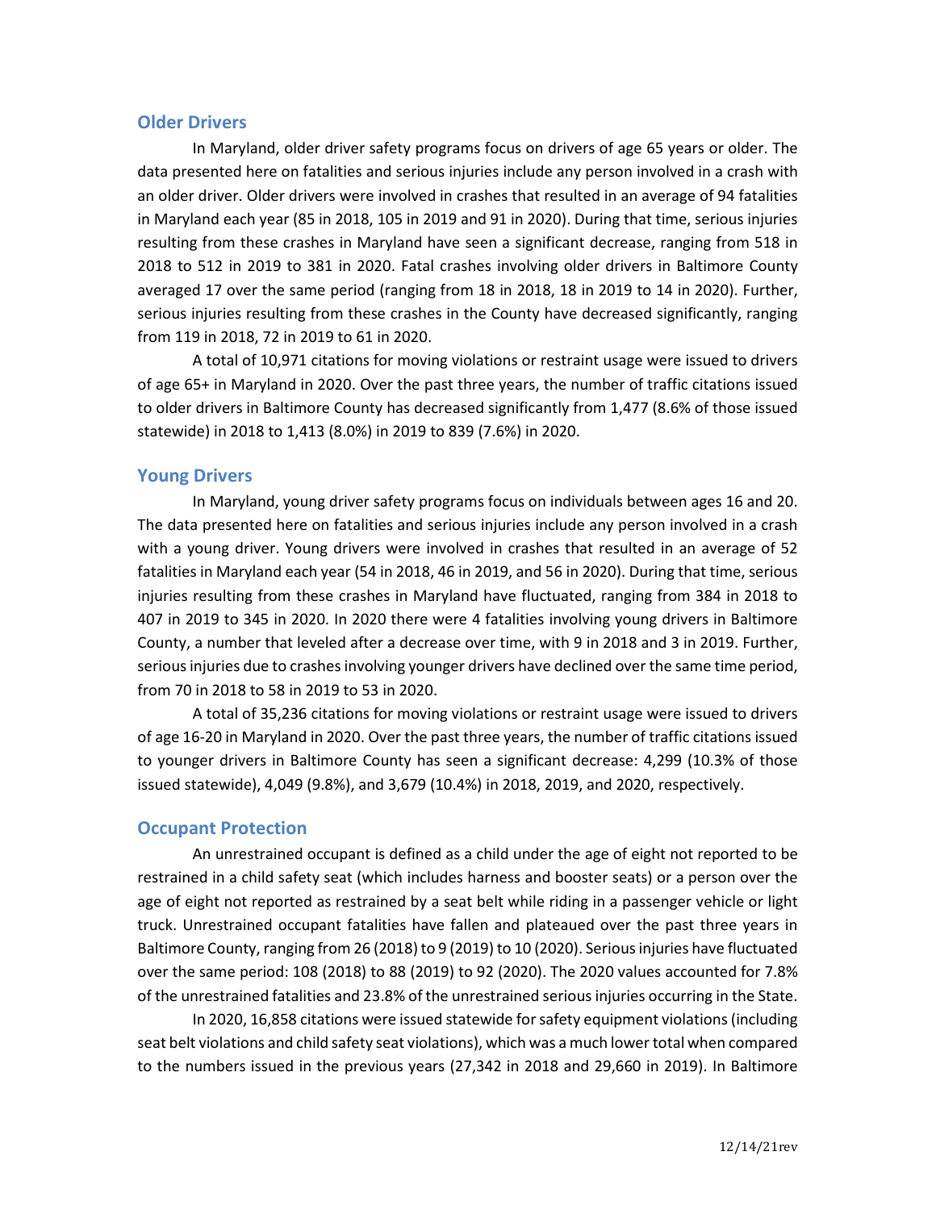## Older Drivers

In Maryland, older driver safety programs focus on drivers of age 65 years or older. The data presented here on fatalities and serious injuries include any person involved in a crash with an older driver. Older drivers were involved in crashes that resulted in an average of 94 fatalities in Maryland each year (85 in 2018, 105 in 2019 and 91 in 2020). During that time, serious injuries resulting from these crashes in Maryland have seen a significant decrease, ranging from 518 in 2018 to 512 in 2019 to 381 in 2020. Fatal crashes involving older drivers in Baltimore County averaged 17 over the same period (ranging from 18 in 2018, 18 in 2019 to 14 in 2020). Further, serious injuries resulting from these crashes in the County have decreased significantly, ranging from 119 in 2018, 72 in 2019 to 61 in 2020.

A total of 10,971 citations for moving violations or restraint usage were issued to drivers of age 65+ in Maryland in 2020. Over the past three years, the number of traffic citations issued to older drivers in Baltimore County has decreased significantly from 1,477 (8.6% of those issued statewide) in 2018 to 1,413 (8.0%) in 2019 to 839 (7.6%) in 2020.

## Young Drivers

In Maryland, young driver safety programs focus on individuals between ages 16 and 20. The data presented here on fatalities and serious injuries include any person involved in a crash with a young driver. Young drivers were involved in crashes that resulted in an average of 52 fatalities in Maryland each year (54 in 2018, 46 in 2019, and 56 in 2020). During that time, serious injuries resulting from these crashes in Maryland have fluctuated, ranging from 384 in 2018 to 407 in 2019 to 345 in 2020. In 2020 there were 4 fatalities involving young drivers in Baltimore County, a number that leveled after a decrease over time, with 9 in 2018 and 3 in 2019. Further, serious injuries due to crashes involving younger drivers have declined over the same time period, from 70 in 2018 to 58 in 2019 to 53 in 2020.

A total of 35,236 citations for moving violations or restraint usage were issued to drivers of age 16-20 in Maryland in 2020. Over the past three years, the number of traffic citations issued to younger drivers in Baltimore County has seen a significant decrease: 4,299 (10.3% of those issued statewide), 4,049 (9.8%), and 3,679 (10.4%) in 2018, 2019, and 2020, respectively.

## Occupant Protection

An unrestrained occupant is defined as a child under the age of eight not reported to be restrained in a child safety seat (which includes harness and booster seats) or a person over the age of eight not reported as restrained by a seat belt while riding in a passenger vehicle or light truck. Unrestrained occupant fatalities have fallen and plateaued over the past three years in Baltimore County, ranging from 26 (2018) to 9 (2019) to 10 (2020). Serious injuries have fluctuated over the same period: 108 (2018) to 88 (2019) to 92 (2020). The 2020 values accounted for 7.8% of the unrestrained fatalities and 23.8% of the unrestrained serious injuries occurring in the State.

In 2020, 16,858 citations were issued statewide for safety equipment violations (including seat belt violations and child safety seat violations), which was a much lower total when compared to the numbers issued in the previous years (27,342 in 2018 and 29,660 in 2019). In Baltimore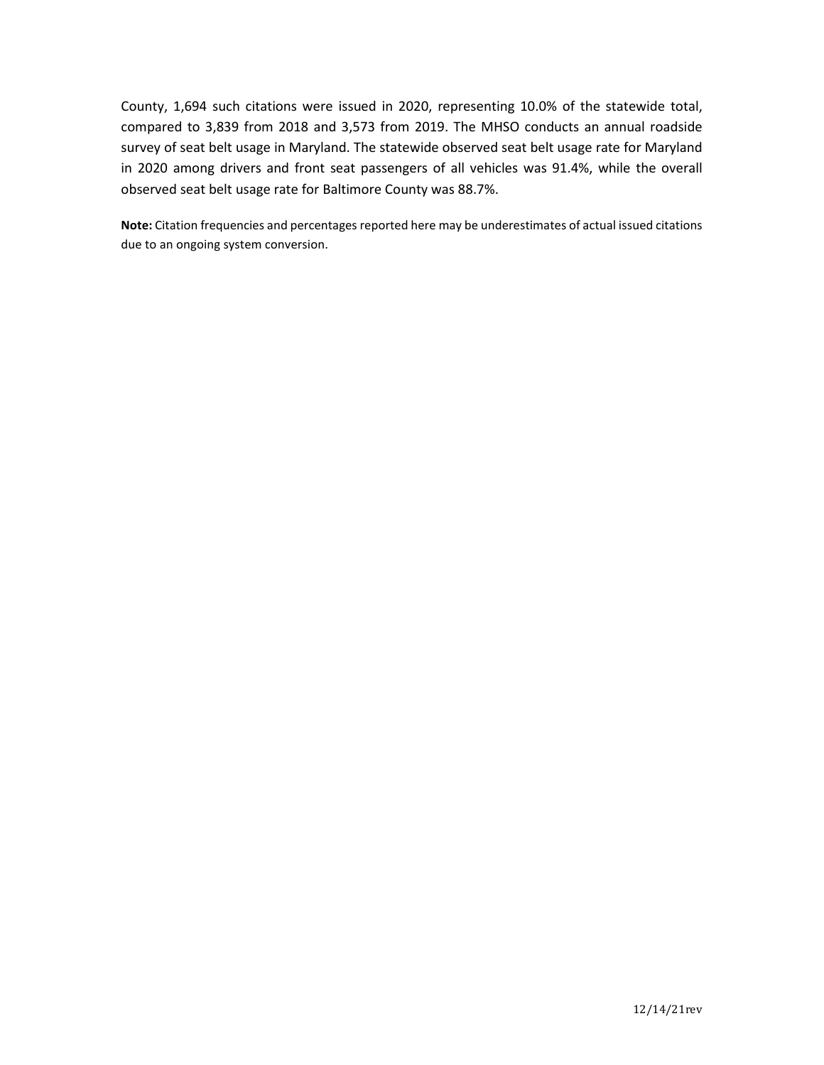County, 1,694 such citations were issued in 2020, representing 10.0% of the statewide total, compared to 3,839 from 2018 and 3,573 from 2019. The MHSO conducts an annual roadside survey of seat belt usage in Maryland. The statewide observed seat belt usage rate for Maryland in 2020 among drivers and front seat passengers of all vehicles was 91.4%, while the overall observed seat belt usage rate for Baltimore County was 88.7%.

**Note:** Citation frequencies and percentages reported here may be underestimates of actual issued citations due to an ongoing system conversion.

12/14/21rev